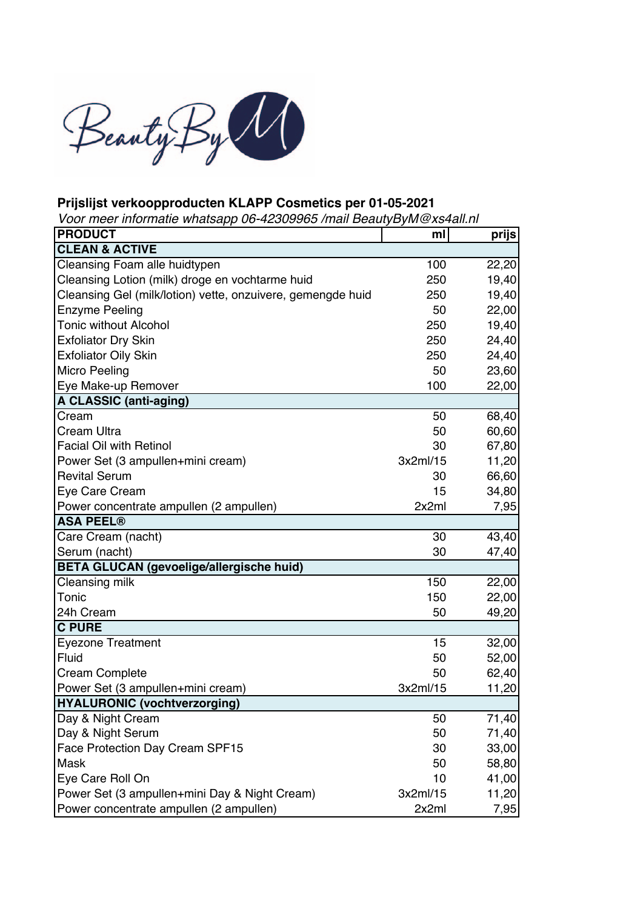**Prijslijst verkoopproducten KLAPP Cosmetics per 01-05-2021**

*Voor meer informatie whatsapp 06-42309965 /mail BeautyByM@xs4all.nl*

| PRODUCT | ml | prijs |
|---|---|---|
| **CLEAN & ACTIVE** | | |
| Cleansing Foam alle huidtypen | 100 | 22,20 |
| Cleansing Lotion (milk) droge en vochtarme huid | 250 | 19,40 |
| Cleansing Gel (milk/lotion) vette, onzuivere, gemengde huid | 250 | 19,40 |
| Enzyme Peeling | 50 | 22,00 |
| Tonic without Alcohol | 250 | 19,40 |
| Exfoliator Dry Skin | 250 | 24,40 |
| Exfoliator Oily Skin | 250 | 24,40 |
| Micro Peeling | 50 | 23,60 |
| Eye Make-up Remover | 100 | 22,00 |
| **A CLASSIC (anti-aging)** | | |
| Cream | 50 | 68,40 |
| Cream Ultra | 50 | 60,60 |
| Facial Oil with Retinol | 30 | 67,80 |
| Power Set (3 ampullen+mini cream) | 3x2ml/15 | 11,20 |
| Revital Serum | 30 | 66,60 |
| Eye Care Cream | 15 | 34,80 |
| Power concentrate ampullen (2 ampullen) | 2x2ml | 7,95 |
| **ASA PEEL®** | | |
| Care Cream (nacht) | 30 | 43,40 |
| Serum (nacht) | 30 | 47,40 |
| **BETA GLUCAN (gevoelige/allergische huid)** | | |
| Cleansing milk | 150 | 22,00 |
| Tonic | 150 | 22,00 |
| 24h Cream | 50 | 49,20 |
| **C PURE** | | |
| Eyezone Treatment | 15 | 32,00 |
| Fluid | 50 | 52,00 |
| Cream Complete | 50 | 62,40 |
| Power Set (3 ampullen+mini cream) | 3x2ml/15 | 11,20 |
| **HYALURONIC (vochtverzorging)** | | |
| Day & Night Cream | 50 | 71,40 |
| Day & Night Serum | 50 | 71,40 |
| Face Protection Day Cream SPF15 | 30 | 33,00 |
| Mask | 50 | 58,80 |
| Eye Care Roll On | 10 | 41,00 |
| Power Set (3 ampullen+mini Day & Night Cream) | 3x2ml/15 | 11,20 |
| Power concentrate ampullen (2 ampullen) | 2x2ml | 7,95 |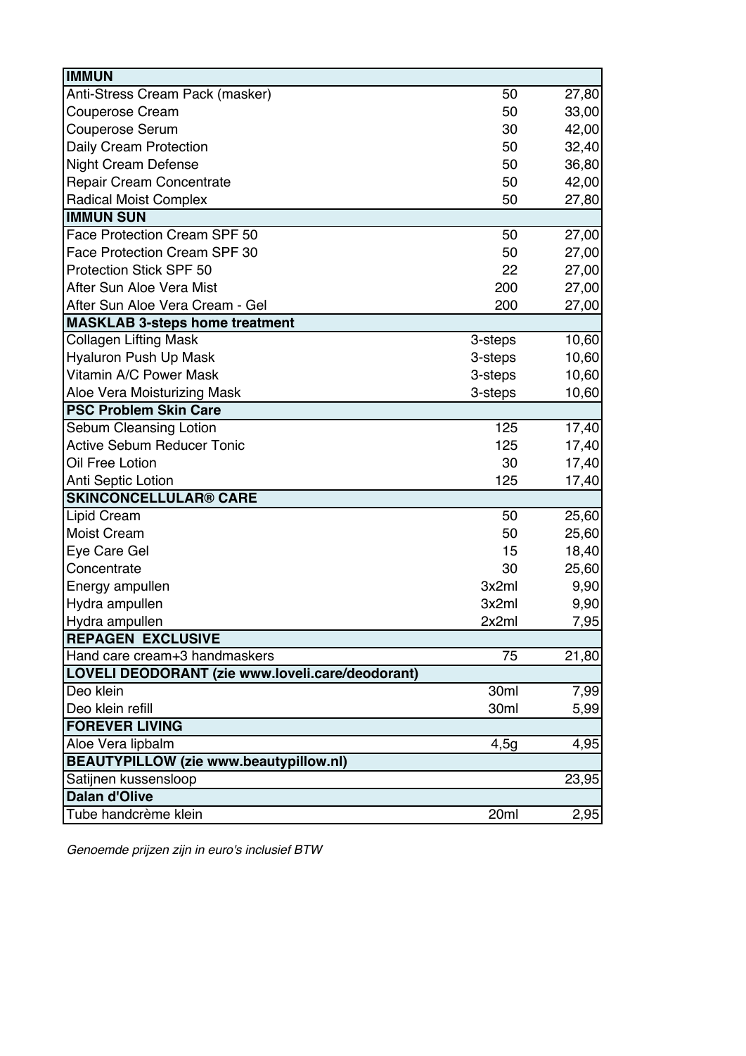| | | |
|---|---|---|
| **IMMUN** | | |
| Anti-Stress Cream Pack (masker) | 50 | 27,80 |
| Couperose Cream | 50 | 33,00 |
| Couperose Serum | 30 | 42,00 |
| Daily Cream Protection | 50 | 32,40 |
| Night Cream Defense | 50 | 36,80 |
| Repair Cream Concentrate | 50 | 42,00 |
| Radical Moist Complex | 50 | 27,80 |
| **IMMUN SUN** | | |
| Face Protection Cream SPF 50 | 50 | 27,00 |
| Face Protection Cream SPF 30 | 50 | 27,00 |
| Protection Stick SPF 50 | 22 | 27,00 |
| After Sun Aloe Vera Mist | 200 | 27,00 |
| After Sun Aloe Vera Cream - Gel | 200 | 27,00 |
| **MASKLAB 3-steps home treatment** | | |
| Collagen Lifting Mask | 3-steps | 10,60 |
| Hyaluron Push Up Mask | 3-steps | 10,60 |
| Vitamin A/C Power Mask | 3-steps | 10,60 |
| Aloe Vera Moisturizing Mask | 3-steps | 10,60 |
| **PSC Problem Skin Care** | | |
| Sebum Cleansing Lotion | 125 | 17,40 |
| Active Sebum Reducer Tonic | 125 | 17,40 |
| Oil Free Lotion | 30 | 17,40 |
| Anti Septic Lotion | 125 | 17,40 |
| **SKINCONCELLULAR® CARE** | | |
| Lipid Cream | 50 | 25,60 |
| Moist Cream | 50 | 25,60 |
| Eye Care Gel | 15 | 18,40 |
| Concentrate | 30 | 25,60 |
| Energy ampullen | 3x2ml | 9,90 |
| Hydra ampullen | 3x2ml | 9,90 |
| Hydra ampullen | 2x2ml | 7,95 |
| **REPAGEN EXCLUSIVE** | | |
| Hand care cream+3 handmaskers | 75 | 21,80 |
| **LOVELI DEODORANT (zie www.loveli.care/deodorant)** | | |
| Deo klein | 30ml | 7,99 |
| Deo klein refill | 30ml | 5,99 |
| **FOREVER LIVING** | | |
| Aloe Vera lipbalm | 4,5g | 4,95 |
| **BEAUTYPILLOW (zie www.beautypillow.nl)** | | |
| Satijnen kussensloop | | 23,95 |
| **Dalan d'Olive** | | |
| Tube handcrème klein | 20ml | 2,95 |

*Genoemde prijzen zijn in euro's inclusief BTW*